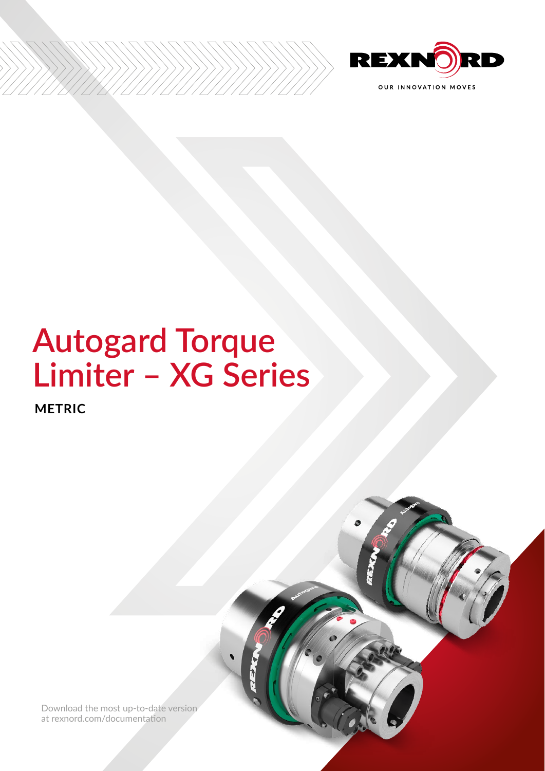REXNORD

OUR INNOVATION MOVES

# Autogard Torque Limiter – XG Series

**METRIC**

Download the most up-to-date version at rexnord.com/documentation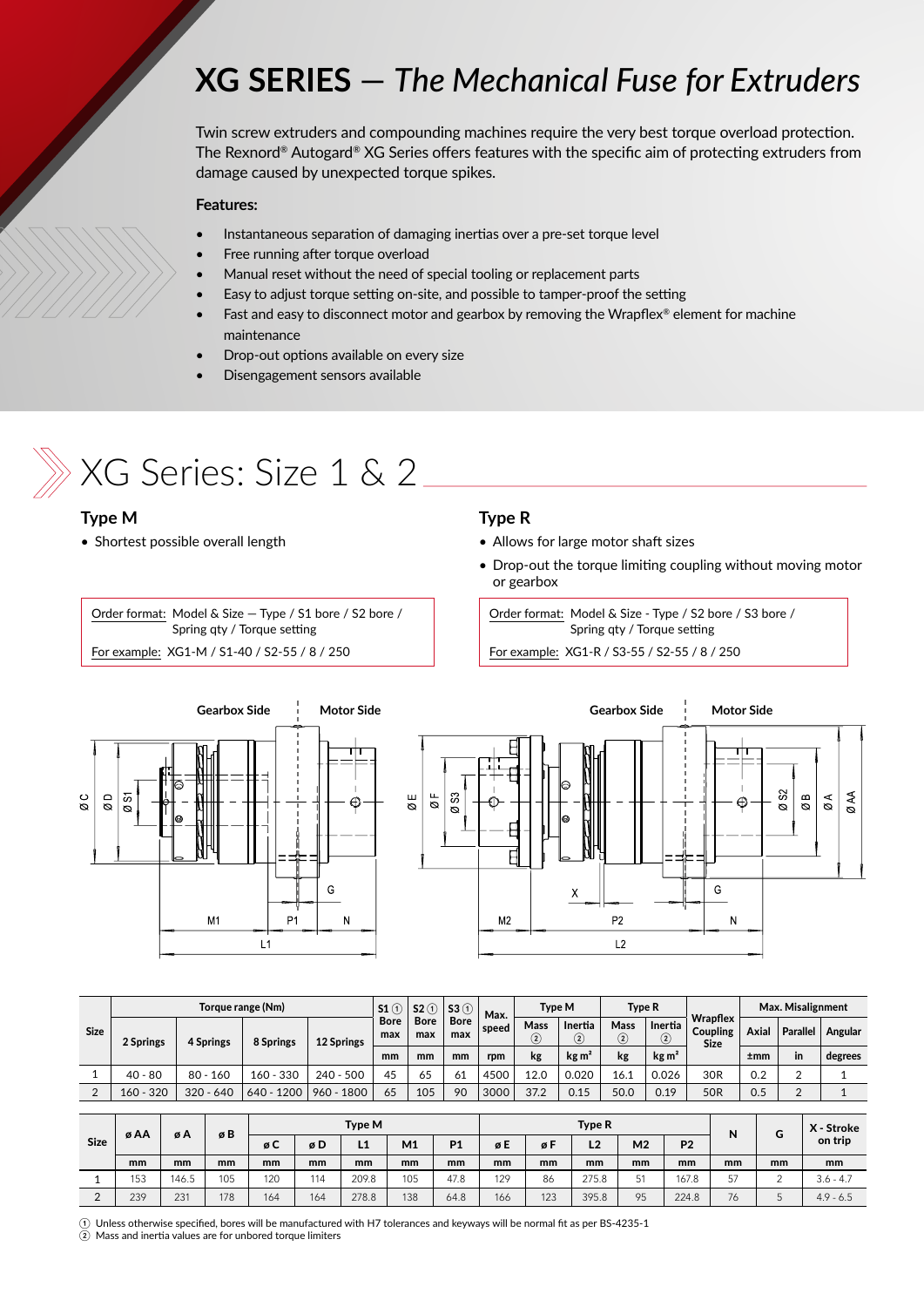# XG SERIES — *The Mechanical Fuse for Extruders*

Twin screw extruders and compounding machines require the very best torque overload protection. The Rexnord® Autogard® XG Series offers features with the specific aim of protecting extruders from damage caused by unexpected torque spikes.

**Features:**

- Instantaneous separation of damaging inertias over a pre-set torque level
- Free running after torque overload
- Manual reset without the need of special tooling or replacement parts
- Easy to adjust torque setting on-site, and possible to tamper-proof the setting
- Fast and easy to disconnect motor and gearbox by removing the Wrapflex® element for machine maintenance
- Drop-out options available on every size
- Disengagement sensors available

## XG Series: Size 1 & 2

### Type M

- Shortest possible overall length

Order format: Model & Size — Type / S1 bore / S2 bore / Spring qty / Torque setting

For example: XG1-M / S1-40 / S2-55 / 8 / 250

### Type R

- Allows for large motor shaft sizes
- Drop-out the torque limiting coupling without moving motor or gearbox

Order format: Model & Size - Type / S2 bore / S3 bore / Spring qty / Torque setting

For example: XG1-R / S3-55 / S2-55 / 8 / 250

Gearbox Side | Motor Side

ø C, ø D, ø S1, G, M1, P1, N, L1

Gearbox Side | Motor Side

ø E, ø F, ø S3, ø S2, ø B, ø A, ø AA, X, G, M2, P2, N, L2

| Size | Torque range (Nm) | | | | S1 ① Bore max | S2 ① Bore max | S3 ① Bore max | Max. speed | Type M | | Type R | | Wrapflex Coupling Size | Max. Misalignment | | |
|---|---|---|---|---|---|---|---|---|---|---|---|---|---|---|---|---|
| | 2 Springs | 4 Springs | 8 Springs | 12 Springs | | | | | Mass ② | Inertia ② | Mass ② | Inertia ② | | Axial | Parallel | Angular |
| | | | | | mm | mm | mm | rpm | kg | kg m² | kg | kg m² | | ±mm | in | degrees |
| 1 | 40 - 80 | 80 - 160 | 160 - 330 | 240 - 500 | 45 | 65 | 61 | 4500 | 12.0 | 0.020 | 16.1 | 0.026 | 30R | 0.2 | 2 | 1 |
| 2 | 160 - 320 | 320 - 640 | 640 - 1200 | 960 - 1800 | 65 | 105 | 90 | 3000 | 37.2 | 0.15 | 50.0 | 0.19 | 50R | 0.5 | 2 | 1 |

| Size | ø AA | ø A | ø B | Type M | | | | | Type R | | | | | N | G | X - Stroke on trip |
|---|---|---|---|---|---|---|---|---|---|---|---|---|---|---|---|---|
| | | | | ø C | ø D | L1 | M1 | P1 | ø E | ø F | L2 | M2 | P2 | | | |
| | mm | mm | mm | mm | mm | mm | mm | mm | mm | mm | mm | mm | mm | mm | mm | mm |
| 1 | 153 | 146.5 | 105 | 120 | 114 | 209.8 | 105 | 47.8 | 129 | 86 | 275.8 | 51 | 167.8 | 57 | 2 | 3.6 - 4.7 |
| 2 | 239 | 231 | 178 | 164 | 164 | 278.8 | 138 | 64.8 | 166 | 123 | 395.8 | 95 | 224.8 | 76 | 5 | 4.9 - 6.5 |

① Unless otherwise specified, bores will be manufactured with H7 tolerances and keyways will be normal fit as per BS-4235-1
② Mass and inertia values are for unbored torque limiters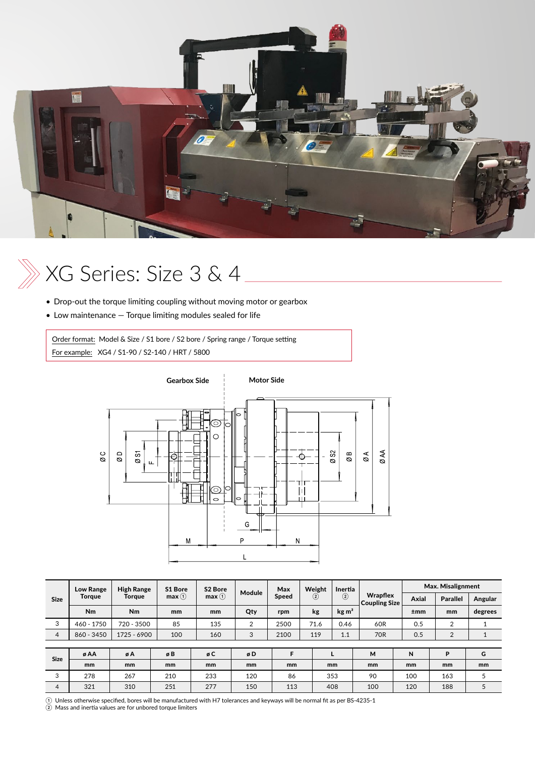# XG Series: Size 3 & 4

- Drop-out the torque limiting coupling without moving motor or gearbox
- Low maintenance – Torque limiting modules sealed for life

Order format: Model & Size / S1 bore / S2 bore / Spring range / Torque setting
For example: XG4 / S1-90 / S2-140 / HRT / 5800

Gearbox Side | Motor Side

| Size | Low Range Torque | High Range Torque | S1 Bore max ① | S2 Bore max ① | Module | Max Speed | Weight ② | Inertia ② | Wrapflex Coupling Size | Max. Misalignment | | |
|---|---|---|---|---|---|---|---|---|---|---|---|---|
| | | | | | | | | | | Axial | Parallel | Angular |
| | Nm | Nm | mm | mm | Qty | rpm | kg | kg m² | | ±mm | mm | degrees |
| 3 | 460 - 1750 | 720 - 3500 | 85 | 135 | 2 | 2500 | 71.6 | 0.46 | 60R | 0.5 | 2 | 1 |
| 4 | 860 - 3450 | 1725 - 6900 | 100 | 160 | 3 | 2100 | 119 | 1.1 | 70R | 0.5 | 2 | 1 |

| Size | ø AA | ø A | ø B | ø C | ø D | F | L | M | N | P | G |
|---|---|---|---|---|---|---|---|---|---|---|---|
| | mm | mm | mm | mm | mm | mm | mm | mm | mm | mm | mm |
| 3 | 278 | 267 | 210 | 233 | 120 | 86 | 353 | 90 | 100 | 163 | 5 |
| 4 | 321 | 310 | 251 | 277 | 150 | 113 | 408 | 100 | 120 | 188 | 5 |

① Unless otherwise specified, bores will be manufactured with H7 tolerances and keyways will be normal fit as per BS-4235-1
② Mass and inertia values are for unbored torque limiters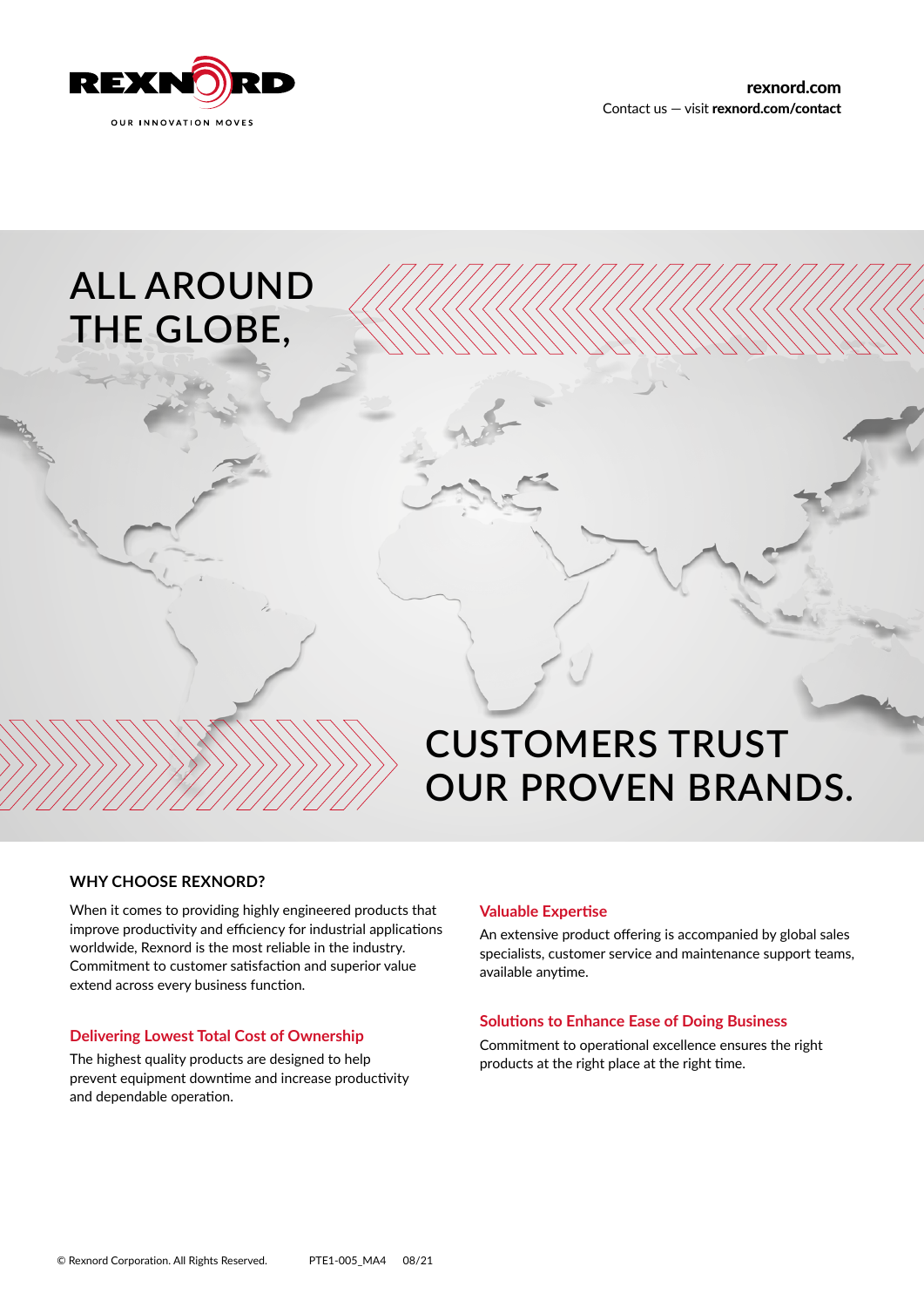REXNORD

OUR INNOVATION MOVES

**rexnord.com**
Contact us — visit **rexnord.com/contact**

# ALL AROUND THE GLOBE,

# CUSTOMERS TRUST OUR PROVEN BRANDS.

### WHY CHOOSE REXNORD?

When it comes to providing highly engineered products that improve productivity and efficiency for industrial applications worldwide, Rexnord is the most reliable in the industry. Commitment to customer satisfaction and superior value extend across every business function.

### Delivering Lowest Total Cost of Ownership

The highest quality products are designed to help prevent equipment downtime and increase productivity and dependable operation.

### Valuable Expertise

An extensive product offering is accompanied by global sales specialists, customer service and maintenance support teams, available anytime.

### Solutions to Enhance Ease of Doing Business

Commitment to operational excellence ensures the right products at the right place at the right time.

© Rexnord Corporation. All Rights Reserved. PTE1-005_MA4 08/21